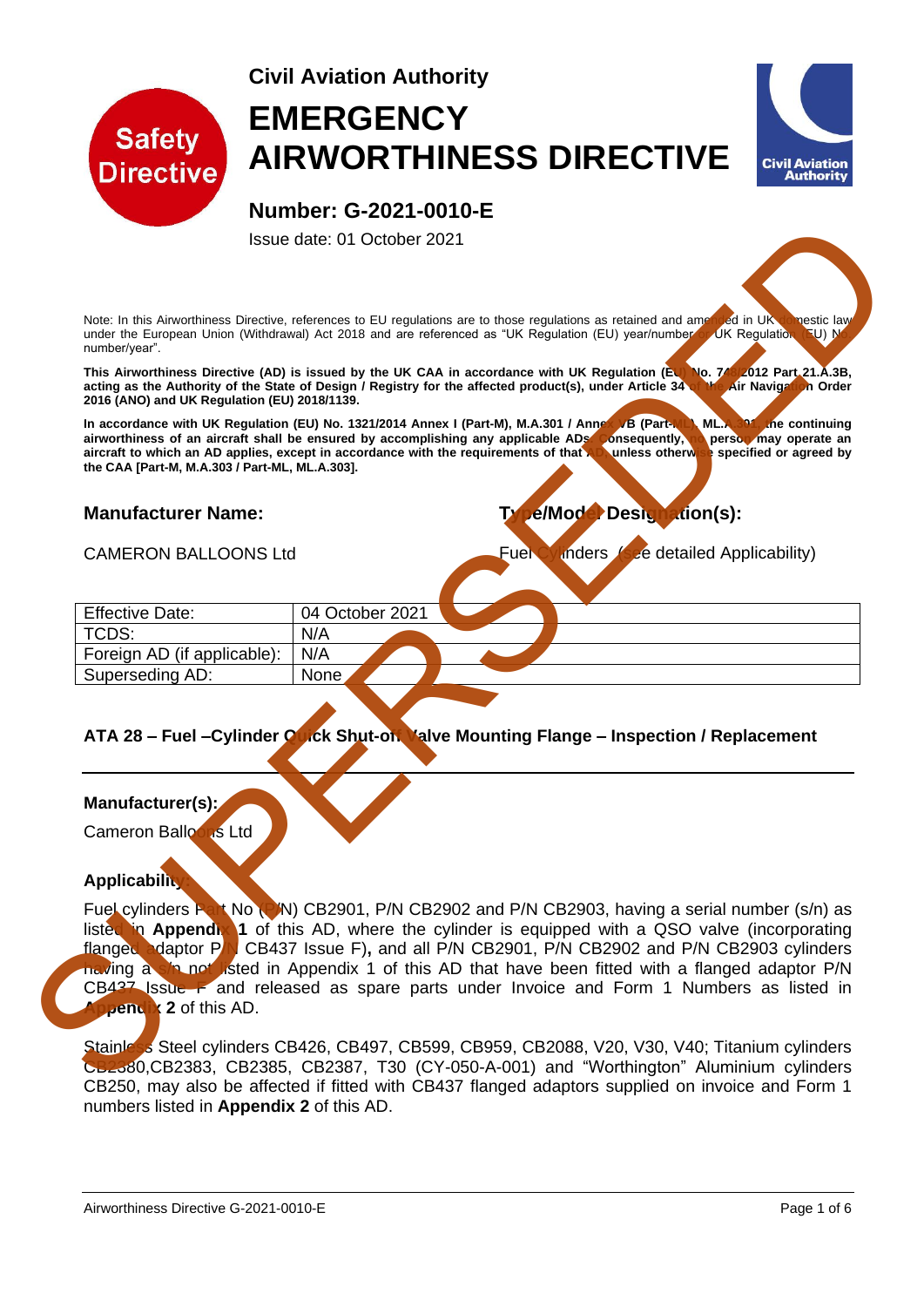Civil Aviation Authority

# EMERGENCY AIRWORTHINESS DIRECTIVE

## Number: G-2021-0010-E

Issue date: 01 October 2021

SUPERSEDED

Note: In this Airworthiness Directive, references to EU regulations are to those regulations as retained and amended in UK domestic law under the European Union (Withdrawal) Act 2018 and are referenced as "UK Regulation (EU) year/number or UK Regulation (EU) No. number/year".

**This Airworthiness Directive (AD) is issued by the UK CAA in accordance with UK Regulation (EU) No. 748/2012 Part 21.A.3B, acting as the Authority of the State of Design / Registry for the affected product(s), under Article 34 of the Air Navigation Order 2016 (ANO) and UK Regulation (EU) 2018/1139.**

**In accordance with UK Regulation (EU) No. 1321/2014 Annex I (Part-M), M.A.301 / Annex VB (Part-ML), ML.A.301, the continuing airworthiness of an aircraft shall be ensured by accomplishing any applicable ADs. Consequently, no person may operate an aircraft to which an AD applies, except in accordance with the requirements of that AD, unless otherwise specified or agreed by the CAA [Part-M, M.A.303 / Part-ML, ML.A.303].**

**Manufacturer Name:**

CAMERON BALLOONS Ltd

**Type/Model Designation(s):**

Fuel Cylinders (see detailed Applicability)

| Effective Date: | 04 October 2021 |
|---|---|
| TCDS: | N/A |
| Foreign AD (if applicable): | N/A |
| Superseding AD: | None |

**ATA 28 – Fuel –Cylinder Quick Shut-off Valve Mounting Flange – Inspection / Replacement**

**Manufacturer(s):**

Cameron Balloons Ltd

**Applicability:**

Fuel cylinders Part No (P/N) CB2901, P/N CB2902 and P/N CB2903, having a serial number (s/n) as listed in **Appendix 1** of this AD, where the cylinder is equipped with a QSO valve (incorporating flanged adaptor P/N CB437 Issue F)**,** and all P/N CB2901, P/N CB2902 and P/N CB2903 cylinders having a s/n not listed in Appendix 1 of this AD that have been fitted with a flanged adaptor P/N CB437 Issue F and released as spare parts under Invoice and Form 1 Numbers as listed in **Appendix 2** of this AD.

Stainless Steel cylinders CB426, CB497, CB599, CB959, CB2088, V20, V30, V40; Titanium cylinders CB2380,CB2383, CB2385, CB2387, T30 (CY-050-A-001) and "Worthington" Aluminium cylinders CB250, may also be affected if fitted with CB437 flanged adaptors supplied on invoice and Form 1 numbers listed in **Appendix 2** of this AD.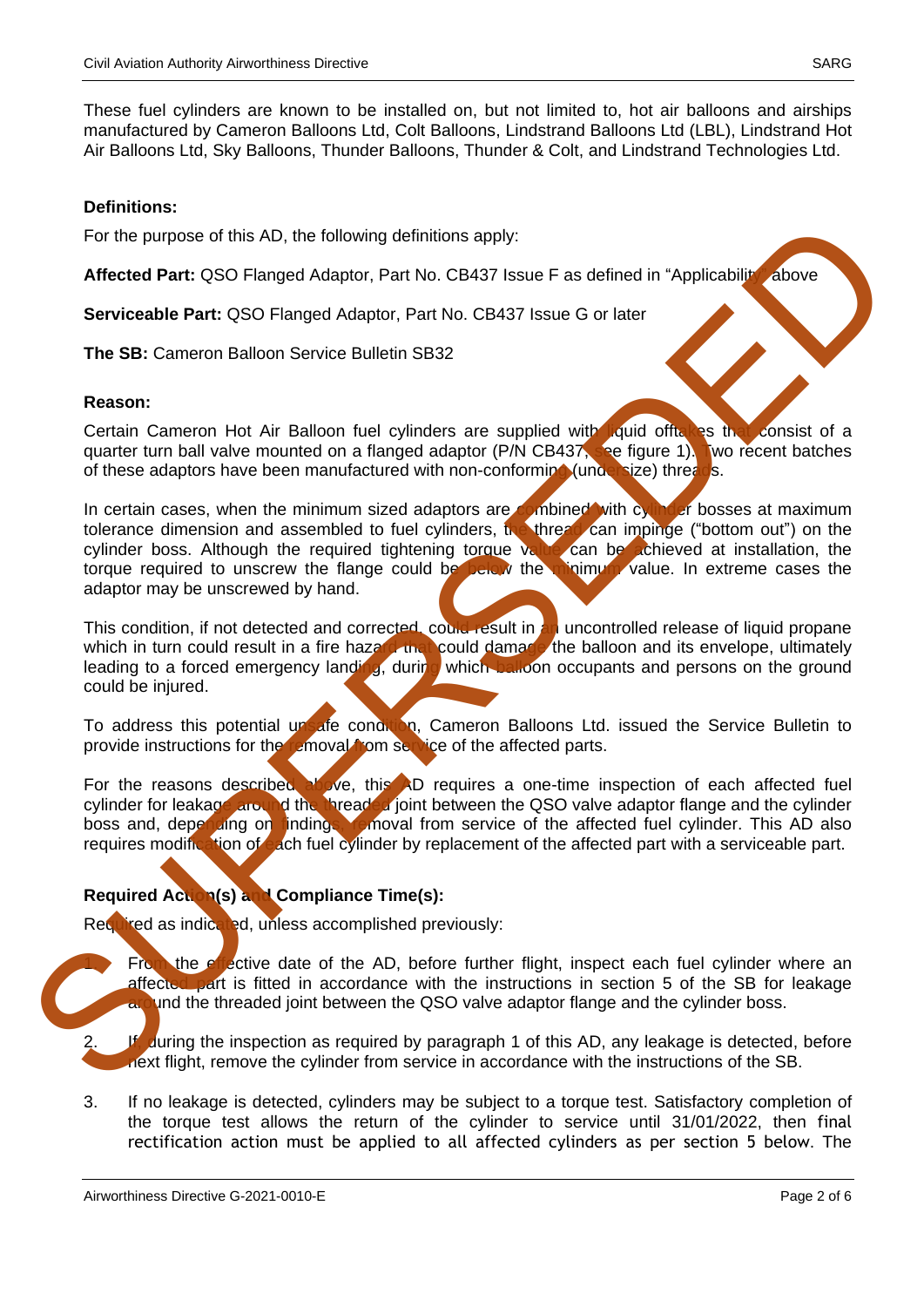These fuel cylinders are known to be installed on, but not limited to, hot air balloons and airships manufactured by Cameron Balloons Ltd, Colt Balloons, Lindstrand Balloons Ltd (LBL), Lindstrand Hot Air Balloons Ltd, Sky Balloons, Thunder Balloons, Thunder & Colt, and Lindstrand Technologies Ltd.

**Definitions:**

For the purpose of this AD, the following definitions apply:

**Affected Part:** QSO Flanged Adaptor, Part No. CB437 Issue F as defined in "Applicability" above

**Serviceable Part:** QSO Flanged Adaptor, Part No. CB437 Issue G or later

**The SB:** Cameron Balloon Service Bulletin SB32

**Reason:**

Certain Cameron Hot Air Balloon fuel cylinders are supplied with liquid offtakes that consist of a quarter turn ball valve mounted on a flanged adaptor (P/N CB437, see figure 1). Two recent batches of these adaptors have been manufactured with non-conforming (undersize) threads.

In certain cases, when the minimum sized adaptors are combined with cylinder bosses at maximum tolerance dimension and assembled to fuel cylinders, the thread can impinge ("bottom out") on the cylinder boss. Although the required tightening torque value can be achieved at installation, the torque required to unscrew the flange could be below the minimum value. In extreme cases the adaptor may be unscrewed by hand.

This condition, if not detected and corrected, could result in an uncontrolled release of liquid propane which in turn could result in a fire hazard that could damage the balloon and its envelope, ultimately leading to a forced emergency landing, during which balloon occupants and persons on the ground could be injured.

To address this potential unsafe condition, Cameron Balloons Ltd. issued the Service Bulletin to provide instructions for the removal from service of the affected parts.

For the reasons described above, this AD requires a one-time inspection of each affected fuel cylinder for leakage around the threaded joint between the QSO valve adaptor flange and the cylinder boss and, depending on findings, removal from service of the affected fuel cylinder. This AD also requires modification of each fuel cylinder by replacement of the affected part with a serviceable part.

**Required Action(s) and Compliance Time(s):**

Required as indicated, unless accomplished previously:

1. From the effective date of the AD, before further flight, inspect each fuel cylinder where an affected part is fitted in accordance with the instructions in section 5 of the SB for leakage around the threaded joint between the QSO valve adaptor flange and the cylinder boss.

2. If, during the inspection as required by paragraph 1 of this AD, any leakage is detected, before next flight, remove the cylinder from service in accordance with the instructions of the SB.

3. If no leakage is detected, cylinders may be subject to a torque test. Satisfactory completion of the torque test allows the return of the cylinder to service until 31/01/2022, then final rectification action must be applied to all affected cylinders as per section 5 below. The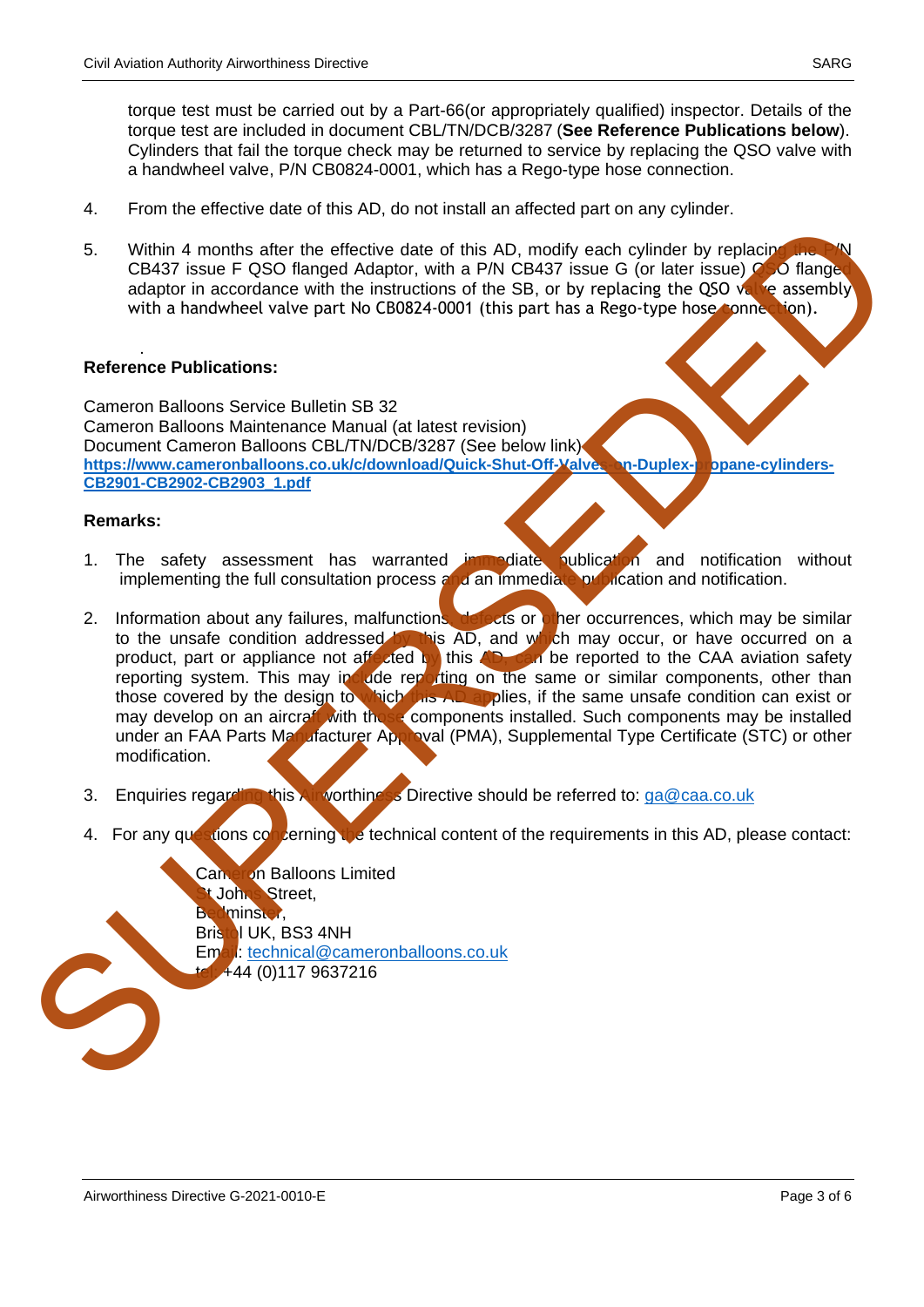torque test must be carried out by a Part-66(or appropriately qualified) inspector. Details of the torque test are included in document CBL/TN/DCB/3287 (**See Reference Publications below**). Cylinders that fail the torque check may be returned to service by replacing the QSO valve with a handwheel valve, P/N CB0824-0001, which has a Rego-type hose connection.

4. From the effective date of this AD, do not install an affected part on any cylinder.

5. Within 4 months after the effective date of this AD, modify each cylinder by replacing the P/N CB437 issue F QSO flanged Adaptor, with a P/N CB437 issue G (or later issue) QSO flanged adaptor in accordance with the instructions of the SB, or by replacing the QSO valve assembly with a handwheel valve part No CB0824-0001 (this part has a Rego-type hose connection).

**Reference Publications:**

Cameron Balloons Service Bulletin SB 32
Cameron Balloons Maintenance Manual (at latest revision)
Document Cameron Balloons CBL/TN/DCB/3287 (See below link)
**https://www.cameronballoons.co.uk/c/download/Quick-Shut-Off-Valves-on-Duplex-propane-cylinders-CB2901-CB2902-CB2903_1.pdf**

**Remarks:**

1. The safety assessment has warranted immediate publication and notification without implementing the full consultation process and an immediate publication and notification.

2. Information about any failures, malfunctions, defects or other occurrences, which may be similar to the unsafe condition addressed by this AD, and which may occur, or have occurred on a product, part or appliance not affected by this AD, can be reported to the CAA aviation safety reporting system. This may include reporting on the same or similar components, other than those covered by the design to which this AD applies, if the same unsafe condition can exist or may develop on an aircraft with those components installed. Such components may be installed under an FAA Parts Manufacturer Approval (PMA), Supplemental Type Certificate (STC) or other modification.

3. Enquiries regarding this Airworthiness Directive should be referred to: ga@caa.co.uk

4. For any questions concerning the technical content of the requirements in this AD, please contact:

   Cameron Balloons Limited
   St Johns Street,
   Bedminster,
   Bristol UK, BS3 4NH
   Email: technical@cameronballoons.co.uk
   tel: +44 (0)117 9637216

SUPERSEDED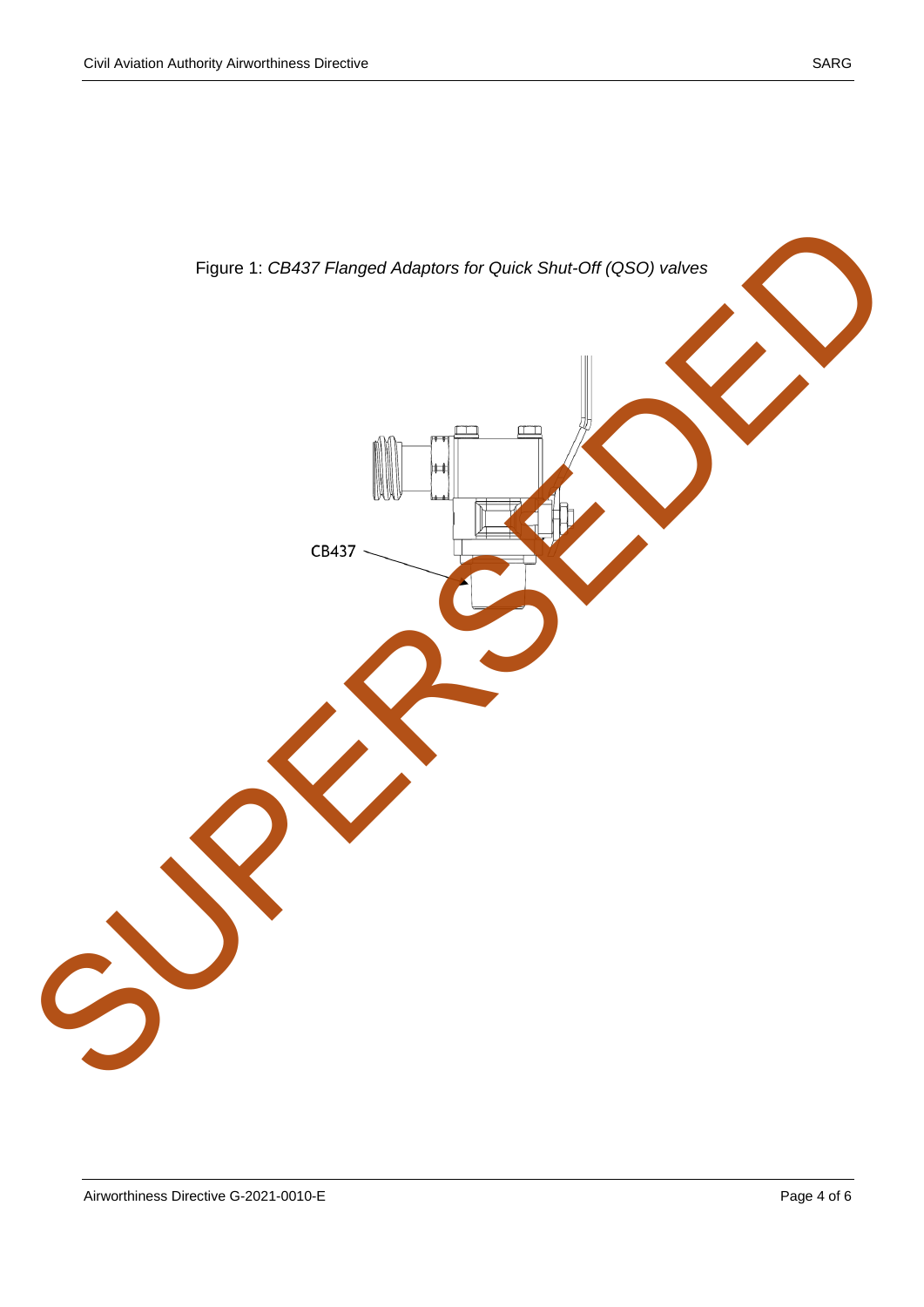Figure 1: *CB437 Flanged Adaptors for Quick Shut-Off (QSO) valves*

CB437

SUPERSEDED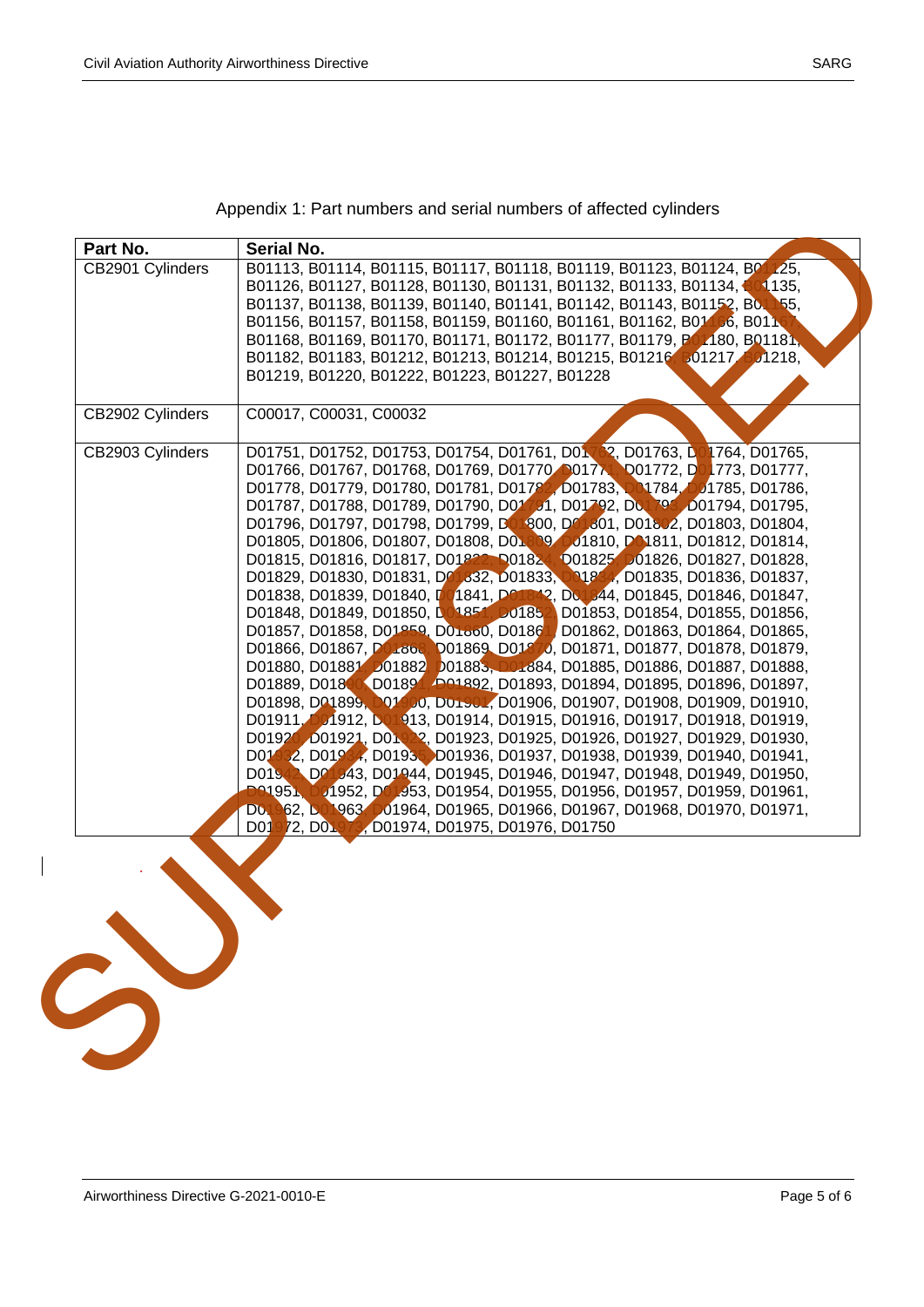Appendix 1: Part numbers and serial numbers of affected cylinders

| Part No. | Serial No. |
|---|---|
| CB2901 Cylinders | B01113, B01114, B01115, B01117, B01118, B01119, B01123, B01124, B01125, B01126, B01127, B01128, B01130, B01131, B01132, B01133, B01134, B01135, B01137, B01138, B01139, B01140, B01141, B01142, B01143, B01152, B01155, B01156, B01157, B01158, B01159, B01160, B01161, B01162, B01166, B01167, B01168, B01169, B01170, B01171, B01172, B01177, B01179, B01180, B01181, B01182, B01183, B01212, B01213, B01214, B01215, B01216, B01217, B01218, B01219, B01220, B01222, B01223, B01227, B01228 |
| CB2902 Cylinders | C00017, C00031, C00032 |
| CB2903 Cylinders | D01751, D01752, D01753, D01754, D01761, D01762, D01763, D01764, D01765, D01766, D01767, D01768, D01769, D01770, D01771, D01772, D01773, D01777, D01778, D01779, D01780, D01781, D01782, D01783, D01784, D01785, D01786, D01787, D01788, D01789, D01790, D01791, D01792, D01793, D01794, D01795, D01796, D01797, D01798, D01799, D01800, D01801, D01802, D01803, D01804, D01805, D01806, D01807, D01808, D01809, D01810, D01811, D01812, D01814, D01815, D01816, D01817, D01822, D01824, D01825, D01826, D01827, D01828, D01829, D01830, D01831, D01832, D01833, D01834, D01835, D01836, D01837, D01838, D01839, D01840, D01841, D01842, D01844, D01845, D01846, D01847, D01848, D01849, D01850, D01851, D01852, D01853, D01854, D01855, D01856, D01857, D01858, D01859, D01860, D01861, D01862, D01863, D01864, D01865, D01866, D01867, D01868, D01869, D01870, D01871, D01877, D01878, D01879, D01880, D01881, D01882, D01883, D01884, D01885, D01886, D01887, D01888, D01889, D01890, D01891, D01892, D01893, D01894, D01895, D01896, D01897, D01898, D01899, D01900, D01901, D01906, D01907, D01908, D01909, D01910, D01911, D01912, D01913, D01914, D01915, D01916, D01917, D01918, D01919, D01920, D01921, D01922, D01923, D01925, D01926, D01927, D01929, D01930, D01932, D01934, D01935, D01936, D01937, D01938, D01939, D01940, D01941, D01942, D01943, D01944, D01945, D01946, D01947, D01948, D01949, D01950, D01951, D01952, D01953, D01954, D01955, D01956, D01957, D01959, D01961, D01962, D01963, D01964, D01965, D01966, D01967, D01968, D01970, D01971, D01972, D01973, D01974, D01975, D01976, D01750 |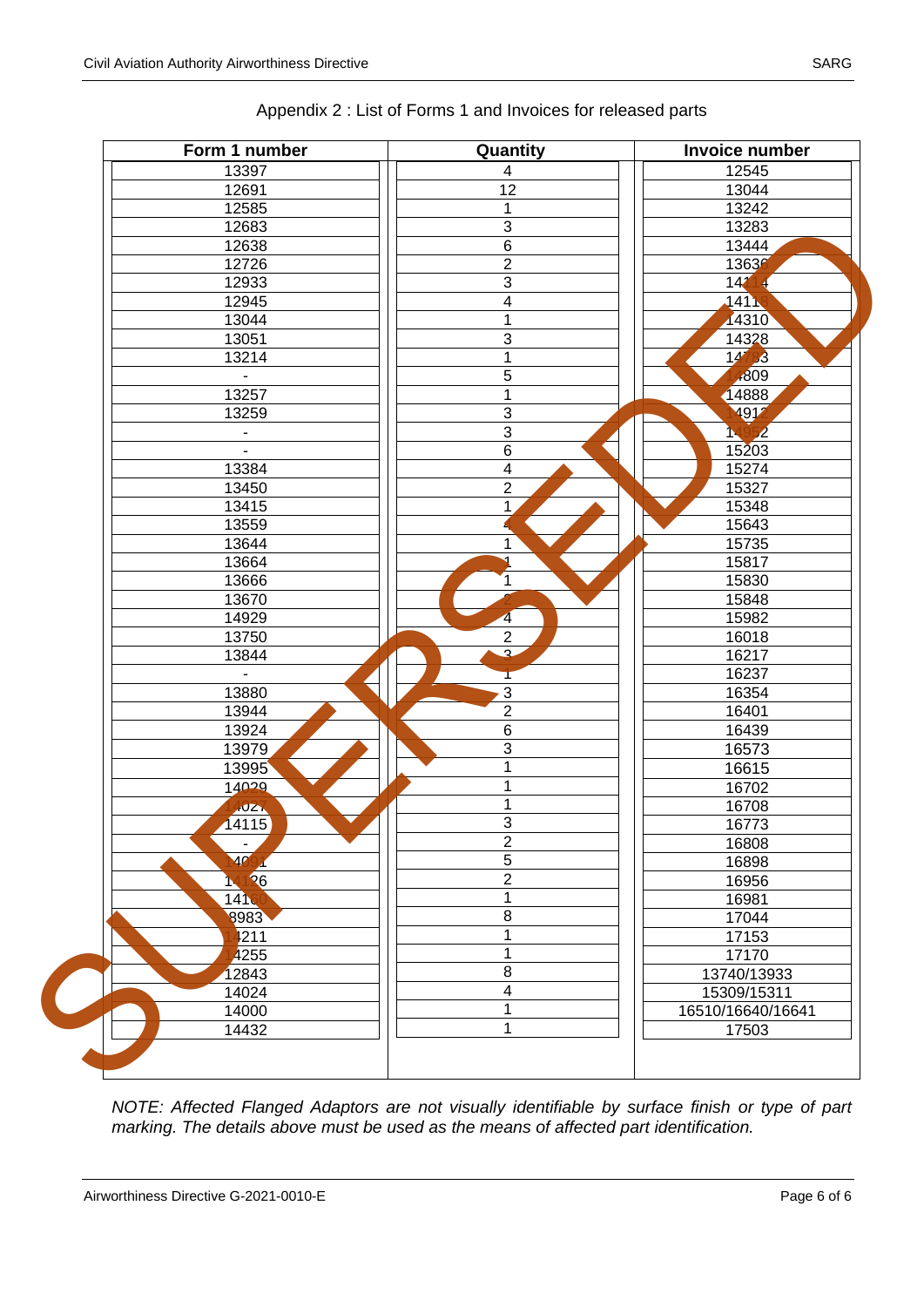Appendix 2 : List of Forms 1 and Invoices for released parts

| Form 1 number | Quantity | Invoice number |
|---|---|---|
| 13397 | 4 | 12545 |
| 12691 | 12 | 13044 |
| 12585 | 1 | 13242 |
| 12683 | 3 | 13283 |
| 12638 | 6 | 13444 |
| 12726 | 2 | 13636 |
| 12933 | 3 | 14114 |
| 12945 | 4 | 14118 |
| 13044 | 1 | 14310 |
| 13051 | 3 | 14328 |
| 13214 | 1 | 14703 |
| - | 5 | 14809 |
| 13257 | 1 | 14888 |
| 13259 | 3 | 14912 |
| - | 3 | 14952 |
| - | 6 | 15203 |
| 13384 | 4 | 15274 |
| 13450 | 2 | 15327 |
| 13415 | 1 | 15348 |
| 13559 | 4 | 15643 |
| 13644 | 1 | 15735 |
| 13664 | 1 | 15817 |
| 13666 | 1 | 15830 |
| 13670 | 2 | 15848 |
| 14929 | 4 | 15982 |
| 13750 | 2 | 16018 |
| 13844 | 3 | 16217 |
| - | 1 | 16237 |
| 13880 | 3 | 16354 |
| 13944 | 2 | 16401 |
| 13924 | 6 | 16439 |
| 13979 | 3 | 16573 |
| 13995 | 1 | 16615 |
| 14029 | 1 | 16702 |
| 14027 | 1 | 16708 |
| 14115 | 3 | 16773 |
| - | 2 | 16808 |
| 14081 | 5 | 16898 |
| 14126 | 2 | 16956 |
| 14160 | 1 | 16981 |
| 8983 | 8 | 17044 |
| 14211 | 1 | 17153 |
| 14255 | 1 | 17170 |
| 12843 | 8 | 13740/13933 |
| 14024 | 4 | 15309/15311 |
| 14000 | 1 | 16510/16640/16641 |
| 14432 | 1 | 17503 |

*NOTE: Affected Flanged Adaptors are not visually identifiable by surface finish or type of part marking. The details above must be used as the means of affected part identification.*